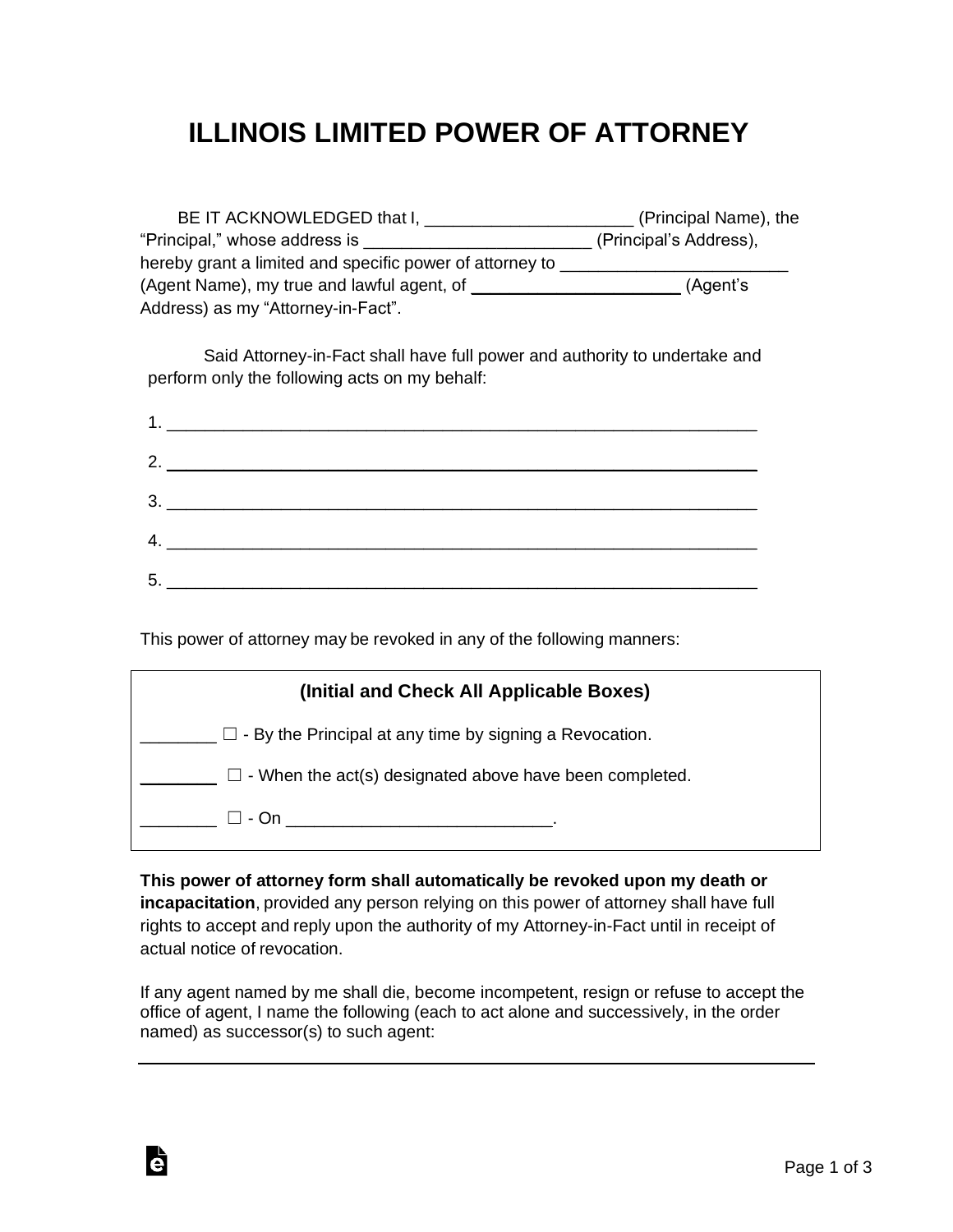# ILLINOIS LIMITED POWER OF ATTORNEY

BE IT ACKNOWLEDGED that I, ______________________ (Principal Name), the "Principal," whose address is ________________________ (Principal's Address), hereby grant a limited and specific power of attorney to ________________________ (Agent Name), my true and lawful agent, of ______________________ (Agent's Address) as my "Attorney-in-Fact".

Said Attorney-in-Fact shall have full power and authority to undertake and perform only the following acts on my behalf:

1. ________________________________________________________________
2. ________________________________________________________________
3. ________________________________________________________________
4. ________________________________________________________________
5. ________________________________________________________________

This power of attorney may be revoked in any of the following manners:

**(Initial and Check All Applicable Boxes)**

________ ☐ - By the Principal at any time by signing a Revocation.

________ ☐ - When the act(s) designated above have been completed.

________ ☐ - On ____________________________.

**This power of attorney form shall automatically be revoked upon my death or incapacitation**, provided any person relying on this power of attorney shall have full rights to accept and reply upon the authority of my Attorney-in-Fact until in receipt of actual notice of revocation.

If any agent named by me shall die, become incompetent, resign or refuse to accept the office of agent, I name the following (each to act alone and successively, in the order named) as successor(s) to such agent:

________________________________________________________________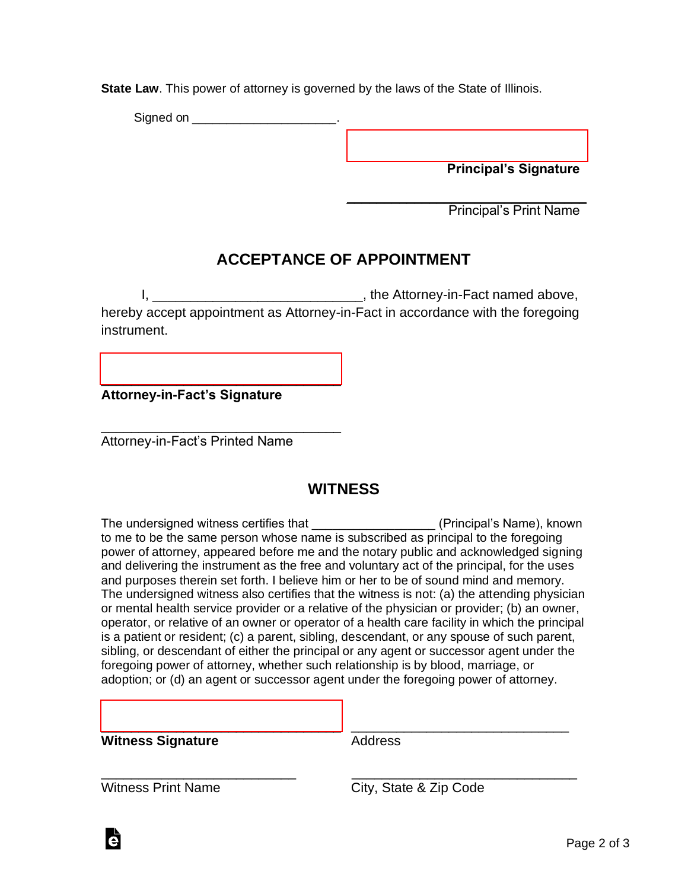**State Law**. This power of attorney is governed by the laws of the State of Illinois.

Signed on ____________________.

_________________________________
**Principal's Signature**

_________________________________
Principal's Print Name

## ACCEPTANCE OF APPOINTMENT

I, ____________________________, the Attorney-in-Fact named above, hereby accept appointment as Attorney-in-Fact in accordance with the foregoing instrument.

_________________________________
**Attorney-in-Fact's Signature**

_________________________________
Attorney-in-Fact's Printed Name

## WITNESS

The undersigned witness certifies that _________________ (Principal's Name), known to me to be the same person whose name is subscribed as principal to the foregoing power of attorney, appeared before me and the notary public and acknowledged signing and delivering the instrument as the free and voluntary act of the principal, for the uses and purposes therein set forth. I believe him or her to be of sound mind and memory. The undersigned witness also certifies that the witness is not: (a) the attending physician or mental health service provider or a relative of the physician or provider; (b) an owner, operator, or relative of an owner or operator of a health care facility in which the principal is a patient or resident; (c) a parent, sibling, descendant, or any spouse of such parent, sibling, or descendant of either the principal or any agent or successor agent under the foregoing power of attorney, whether such relationship is by blood, marriage, or adoption; or (d) an agent or successor agent under the foregoing power of attorney.

_________________________________
**Witness Signature**

_________________________________
Address

_________________________________
Witness Print Name

_________________________________
City, State & Zip Code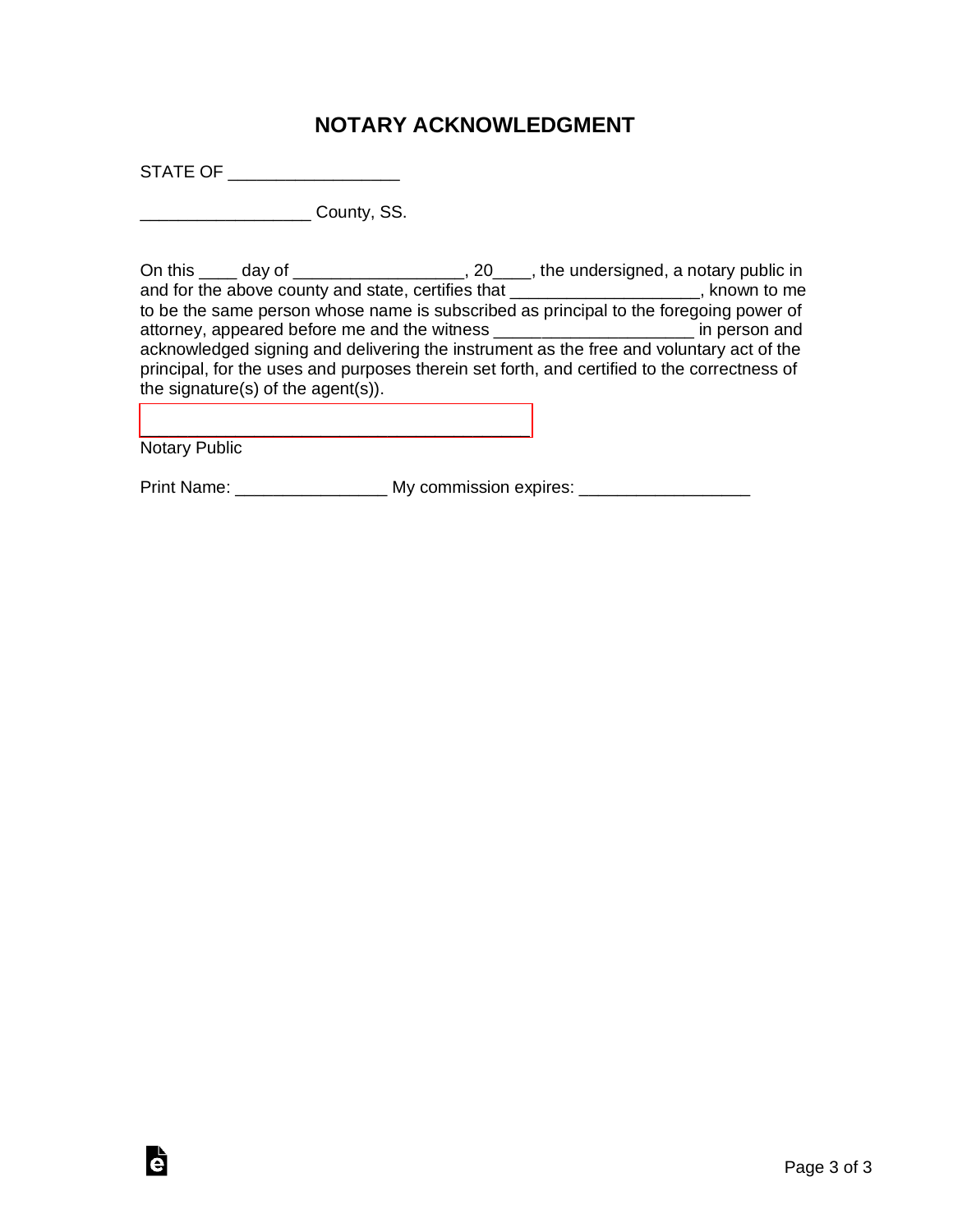# NOTARY ACKNOWLEDGMENT

STATE OF ___________________

___________________ County, SS.

On this ____ day of ___________________, 20____, the undersigned, a notary public in and for the above county and state, certifies that ____________________, known to me to be the same person whose name is subscribed as principal to the foregoing power of attorney, appeared before me and the witness ______________________ in person and acknowledged signing and delivering the instrument as the free and voluntary act of the principal, for the uses and purposes therein set forth, and certified to the correctness of the signature(s) of the agent(s)).

___________________________________________
Notary Public

Print Name: ________________ My commission expires: ___________________